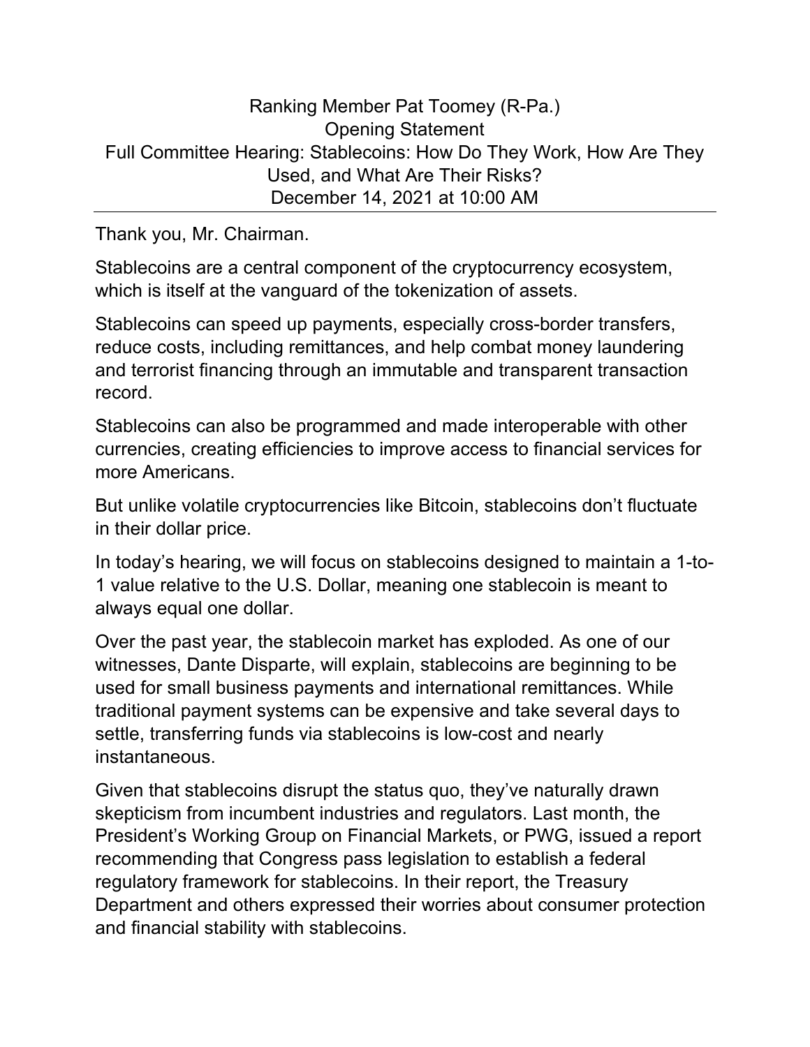# Ranking Member Pat Toomey (R-Pa.)
## Opening Statement
## Full Committee Hearing: Stablecoins: How Do They Work, How Are They Used, and What Are Their Risks?
## December 14, 2021 at 10:00 AM

---

Thank you, Mr. Chairman.

Stablecoins are a central component of the cryptocurrency ecosystem, which is itself at the vanguard of the tokenization of assets.

Stablecoins can speed up payments, especially cross-border transfers, reduce costs, including remittances, and help combat money laundering and terrorist financing through an immutable and transparent transaction record.

Stablecoins can also be programmed and made interoperable with other currencies, creating efficiencies to improve access to financial services for more Americans.

But unlike volatile cryptocurrencies like Bitcoin, stablecoins don't fluctuate in their dollar price.

In today's hearing, we will focus on stablecoins designed to maintain a 1-to-1 value relative to the U.S. Dollar, meaning one stablecoin is meant to always equal one dollar.

Over the past year, the stablecoin market has exploded. As one of our witnesses, Dante Disparte, will explain, stablecoins are beginning to be used for small business payments and international remittances. While traditional payment systems can be expensive and take several days to settle, transferring funds via stablecoins is low-cost and nearly instantaneous.

Given that stablecoins disrupt the status quo, they've naturally drawn skepticism from incumbent industries and regulators. Last month, the President's Working Group on Financial Markets, or PWG, issued a report recommending that Congress pass legislation to establish a federal regulatory framework for stablecoins. In their report, the Treasury Department and others expressed their worries about consumer protection and financial stability with stablecoins.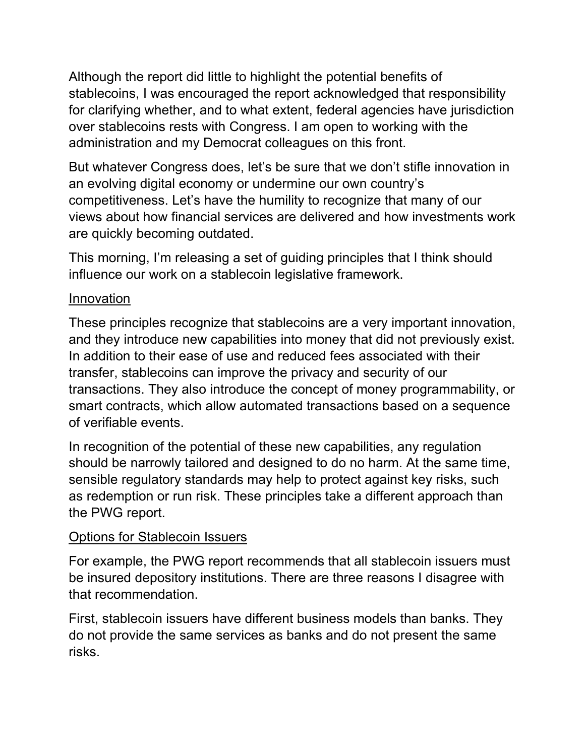Although the report did little to highlight the potential benefits of stablecoins, I was encouraged the report acknowledged that responsibility for clarifying whether, and to what extent, federal agencies have jurisdiction over stablecoins rests with Congress. I am open to working with the administration and my Democrat colleagues on this front.

But whatever Congress does, let's be sure that we don't stifle innovation in an evolving digital economy or undermine our own country's competitiveness. Let's have the humility to recognize that many of our views about how financial services are delivered and how investments work are quickly becoming outdated.

This morning, I'm releasing a set of guiding principles that I think should influence our work on a stablecoin legislative framework.

<u>Innovation</u>

These principles recognize that stablecoins are a very important innovation, and they introduce new capabilities into money that did not previously exist. In addition to their ease of use and reduced fees associated with their transfer, stablecoins can improve the privacy and security of our transactions. They also introduce the concept of money programmability, or smart contracts, which allow automated transactions based on a sequence of verifiable events.

In recognition of the potential of these new capabilities, any regulation should be narrowly tailored and designed to do no harm. At the same time, sensible regulatory standards may help to protect against key risks, such as redemption or run risk. These principles take a different approach than the PWG report.

<u>Options for Stablecoin Issuers</u>

For example, the PWG report recommends that all stablecoin issuers must be insured depository institutions. There are three reasons I disagree with that recommendation.

First, stablecoin issuers have different business models than banks. They do not provide the same services as banks and do not present the same risks.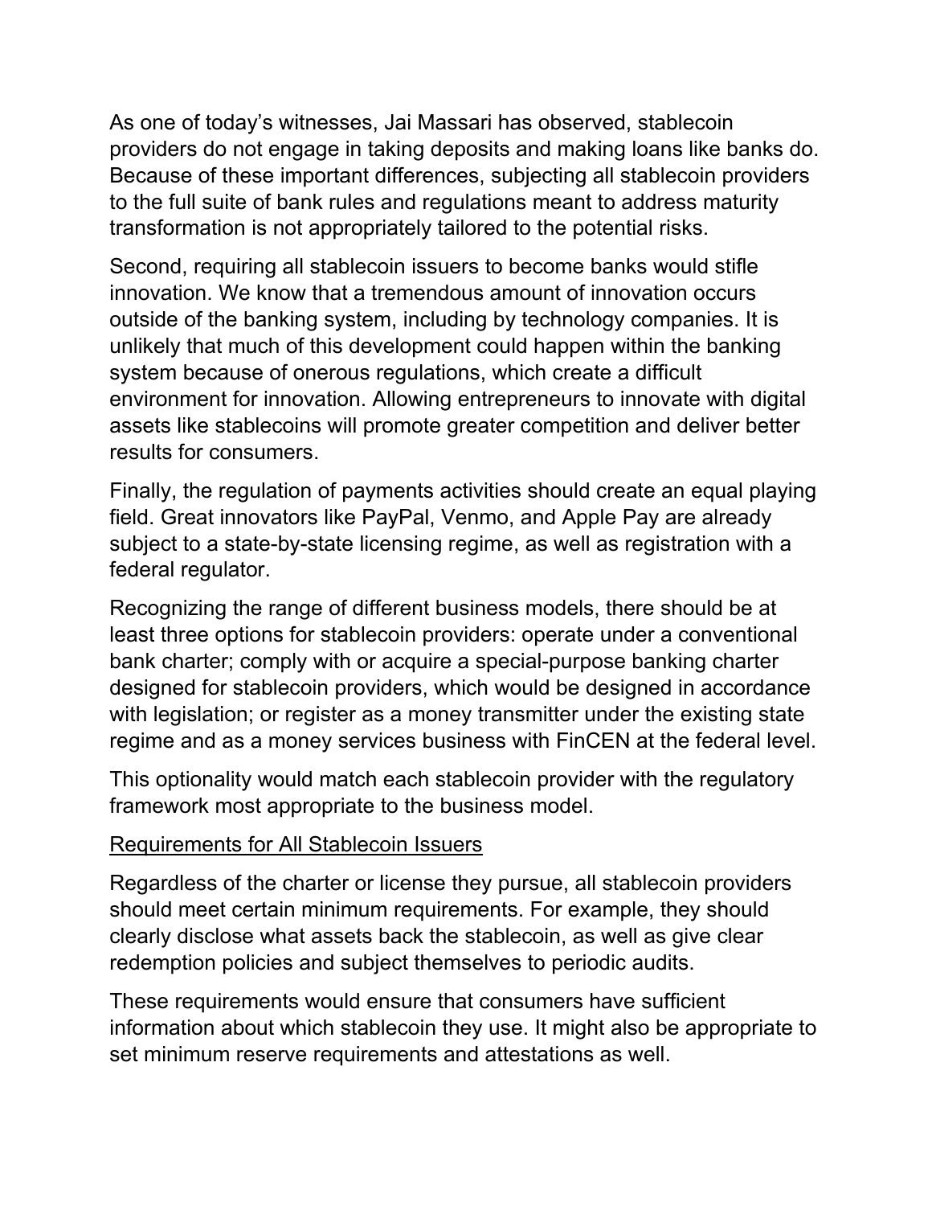As one of today's witnesses, Jai Massari has observed, stablecoin providers do not engage in taking deposits and making loans like banks do. Because of these important differences, subjecting all stablecoin providers to the full suite of bank rules and regulations meant to address maturity transformation is not appropriately tailored to the potential risks.

Second, requiring all stablecoin issuers to become banks would stifle innovation. We know that a tremendous amount of innovation occurs outside of the banking system, including by technology companies. It is unlikely that much of this development could happen within the banking system because of onerous regulations, which create a difficult environment for innovation. Allowing entrepreneurs to innovate with digital assets like stablecoins will promote greater competition and deliver better results for consumers.

Finally, the regulation of payments activities should create an equal playing field. Great innovators like PayPal, Venmo, and Apple Pay are already subject to a state-by-state licensing regime, as well as registration with a federal regulator.

Recognizing the range of different business models, there should be at least three options for stablecoin providers: operate under a conventional bank charter; comply with or acquire a special-purpose banking charter designed for stablecoin providers, which would be designed in accordance with legislation; or register as a money transmitter under the existing state regime and as a money services business with FinCEN at the federal level.

This optionality would match each stablecoin provider with the regulatory framework most appropriate to the business model.

<u>Requirements for All Stablecoin Issuers</u>

Regardless of the charter or license they pursue, all stablecoin providers should meet certain minimum requirements. For example, they should clearly disclose what assets back the stablecoin, as well as give clear redemption policies and subject themselves to periodic audits.

These requirements would ensure that consumers have sufficient information about which stablecoin they use. It might also be appropriate to set minimum reserve requirements and attestations as well.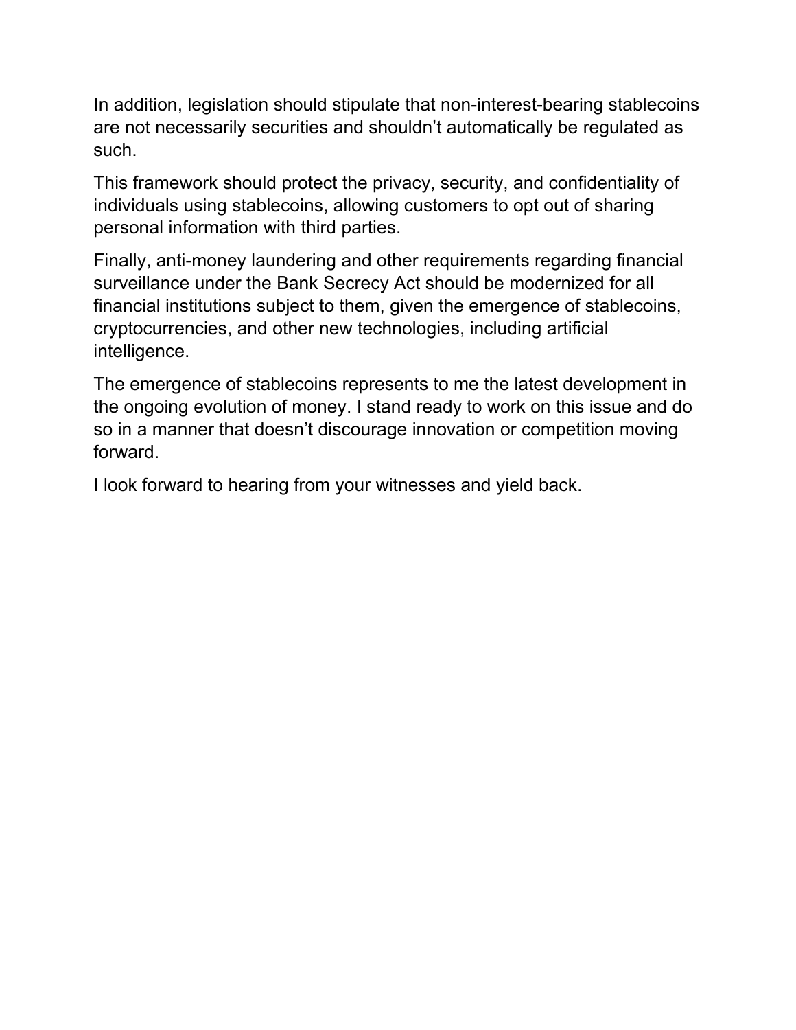In addition, legislation should stipulate that non-interest-bearing stablecoins are not necessarily securities and shouldn't automatically be regulated as such.

This framework should protect the privacy, security, and confidentiality of individuals using stablecoins, allowing customers to opt out of sharing personal information with third parties.

Finally, anti-money laundering and other requirements regarding financial surveillance under the Bank Secrecy Act should be modernized for all financial institutions subject to them, given the emergence of stablecoins, cryptocurrencies, and other new technologies, including artificial intelligence.

The emergence of stablecoins represents to me the latest development in the ongoing evolution of money. I stand ready to work on this issue and do so in a manner that doesn't discourage innovation or competition moving forward.

I look forward to hearing from your witnesses and yield back.